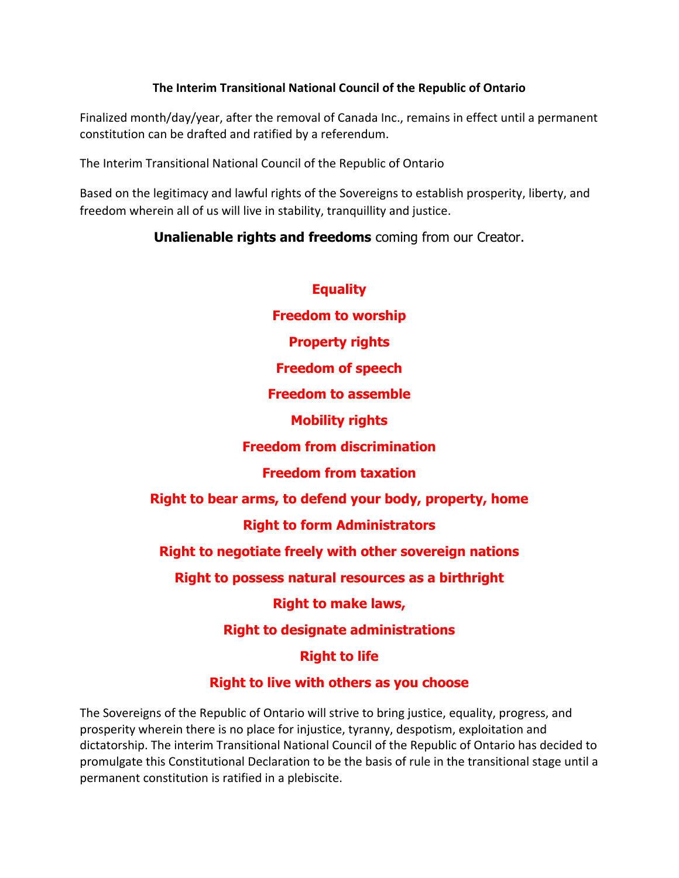**The Interim Transitional National Council of the Republic of Ontario**

Finalized month/day/year, after the removal of Canada Inc., remains in effect until a permanent constitution can be drafted and ratified by a referendum.

The Interim Transitional National Council of the Republic of Ontario

Based on the legitimacy and lawful rights of the Sovereigns to establish prosperity, liberty, and freedom wherein all of us will live in stability, tranquillity and justice.

**Unalienable rights and freedoms** coming from our Creator.

**Equality**

**Freedom to worship**

**Property rights**

**Freedom of speech**

**Freedom to assemble**

**Mobility rights**

**Freedom from discrimination**

**Freedom from taxation**

**Right to bear arms, to defend your body, property, home**

**Right to form Administrators**

**Right to negotiate freely with other sovereign nations**

**Right to possess natural resources as a birthright**

**Right to make laws,**

**Right to designate administrations**

**Right to life**

**Right to live with others as you choose**

The Sovereigns of the Republic of Ontario will strive to bring justice, equality, progress, and prosperity wherein there is no place for injustice, tyranny, despotism, exploitation and dictatorship. The interim Transitional National Council of the Republic of Ontario has decided to promulgate this Constitutional Declaration to be the basis of rule in the transitional stage until a permanent constitution is ratified in a plebiscite.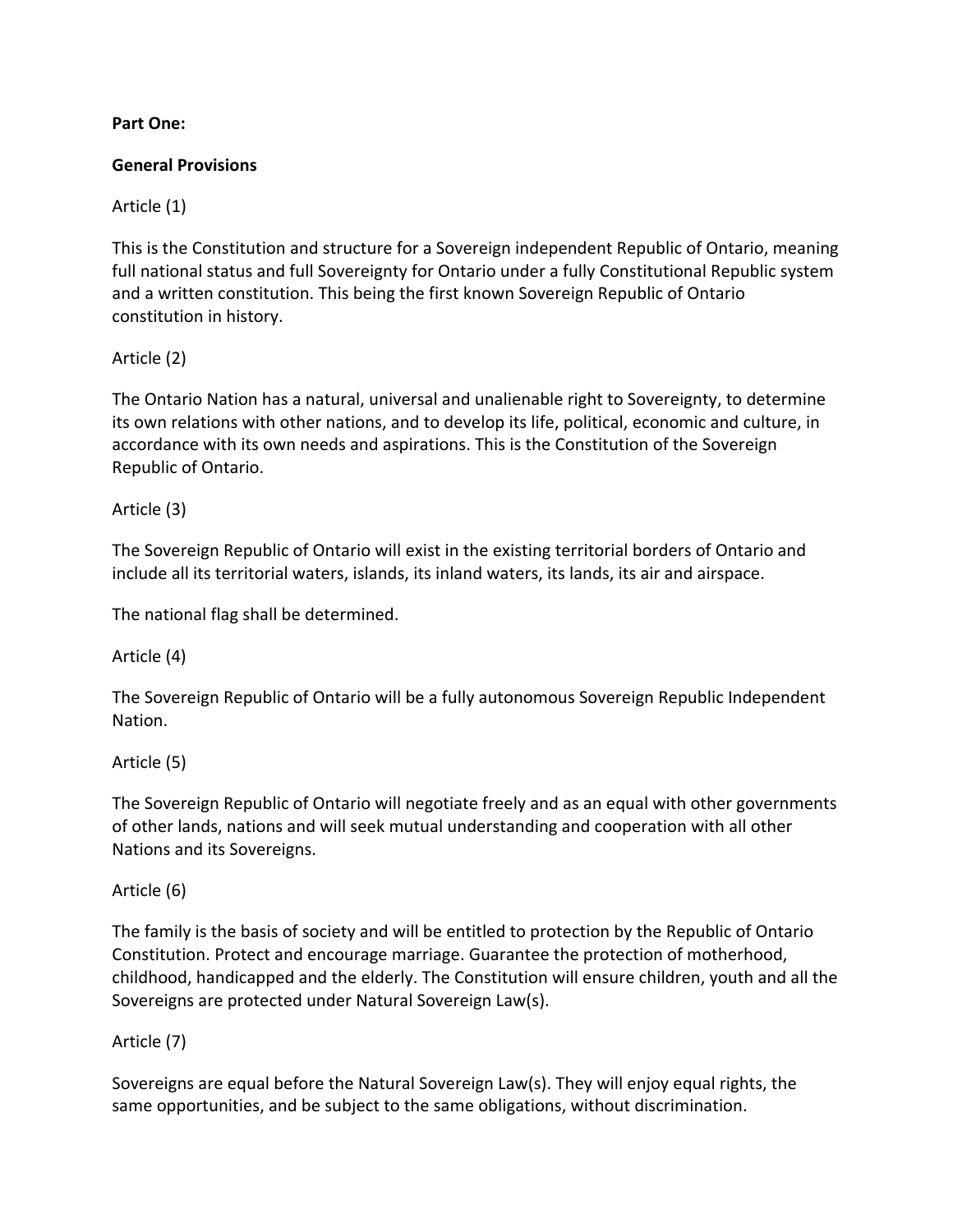**Part One:**

**General Provisions**

Article (1)

This is the Constitution and structure for a Sovereign independent Republic of Ontario, meaning full national status and full Sovereignty for Ontario under a fully Constitutional Republic system and a written constitution. This being the first known Sovereign Republic of Ontario constitution in history.

Article (2)

The Ontario Nation has a natural, universal and unalienable right to Sovereignty, to determine its own relations with other nations, and to develop its life, political, economic and culture, in accordance with its own needs and aspirations. This is the Constitution of the Sovereign Republic of Ontario.

Article (3)

The Sovereign Republic of Ontario will exist in the existing territorial borders of Ontario and include all its territorial waters, islands, its inland waters, its lands, its air and airspace.

The national flag shall be determined.

Article (4)

The Sovereign Republic of Ontario will be a fully autonomous Sovereign Republic Independent Nation.

Article (5)

The Sovereign Republic of Ontario will negotiate freely and as an equal with other governments of other lands, nations and will seek mutual understanding and cooperation with all other Nations and its Sovereigns.

Article (6)

The family is the basis of society and will be entitled to protection by the Republic of Ontario Constitution. Protect and encourage marriage. Guarantee the protection of motherhood, childhood, handicapped and the elderly. The Constitution will ensure children, youth and all the Sovereigns are protected under Natural Sovereign Law(s).

Article (7)

Sovereigns are equal before the Natural Sovereign Law(s). They will enjoy equal rights, the same opportunities, and be subject to the same obligations, without discrimination.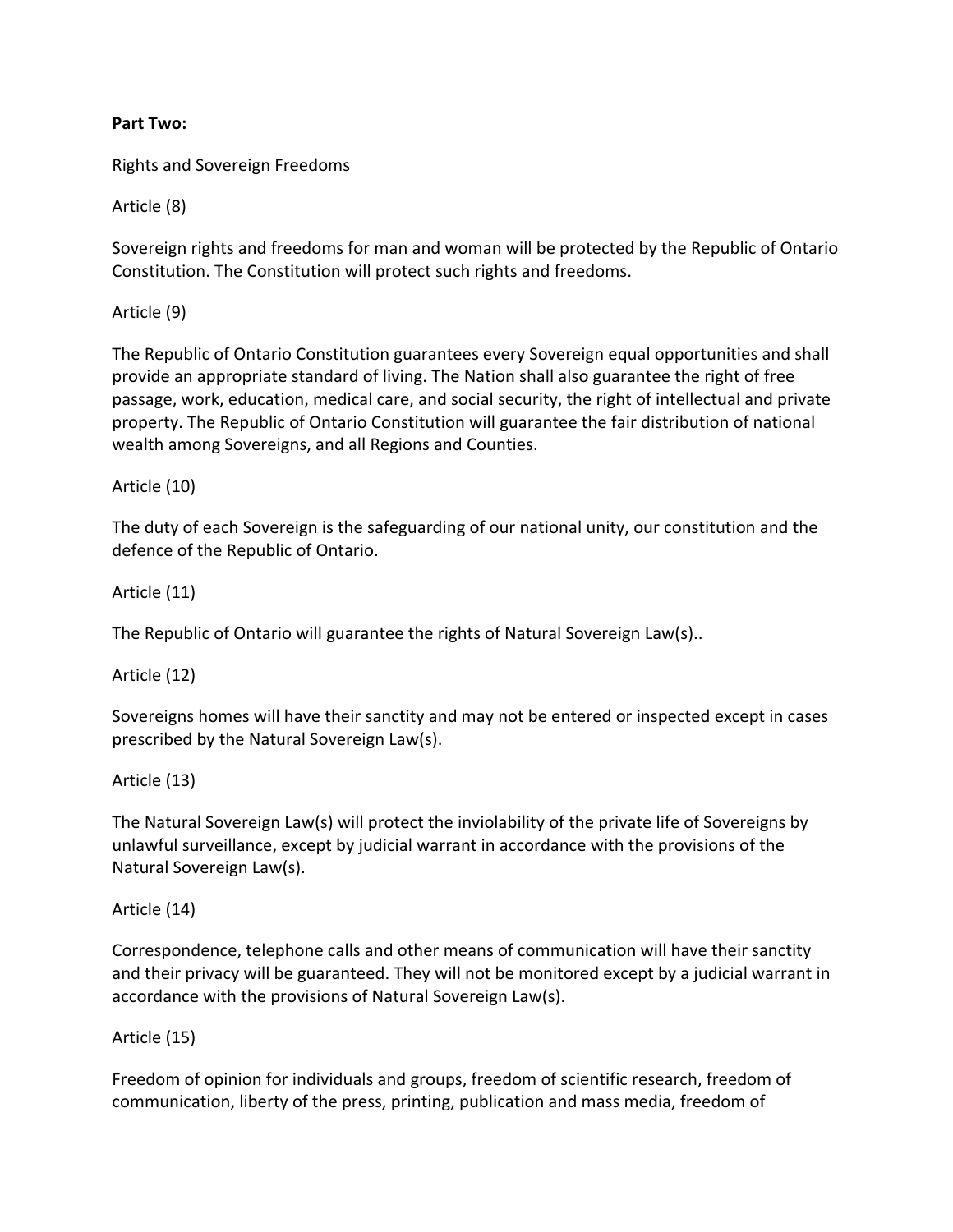**Part Two:**

Rights and Sovereign Freedoms

Article (8)

Sovereign rights and freedoms for man and woman will be protected by the Republic of Ontario Constitution. The Constitution will protect such rights and freedoms.

Article (9)

The Republic of Ontario Constitution guarantees every Sovereign equal opportunities and shall provide an appropriate standard of living. The Nation shall also guarantee the right of free passage, work, education, medical care, and social security, the right of intellectual and private property. The Republic of Ontario Constitution will guarantee the fair distribution of national wealth among Sovereigns, and all Regions and Counties.

Article (10)

The duty of each Sovereign is the safeguarding of our national unity, our constitution and the defence of the Republic of Ontario.

Article (11)

The Republic of Ontario will guarantee the rights of Natural Sovereign Law(s)..

Article (12)

Sovereigns homes will have their sanctity and may not be entered or inspected except in cases prescribed by the Natural Sovereign Law(s).

Article (13)

The Natural Sovereign Law(s) will protect the inviolability of the private life of Sovereigns by unlawful surveillance, except by judicial warrant in accordance with the provisions of the Natural Sovereign Law(s).

Article (14)

Correspondence, telephone calls and other means of communication will have their sanctity and their privacy will be guaranteed. They will not be monitored except by a judicial warrant in accordance with the provisions of Natural Sovereign Law(s).

Article (15)

Freedom of opinion for individuals and groups, freedom of scientific research, freedom of communication, liberty of the press, printing, publication and mass media, freedom of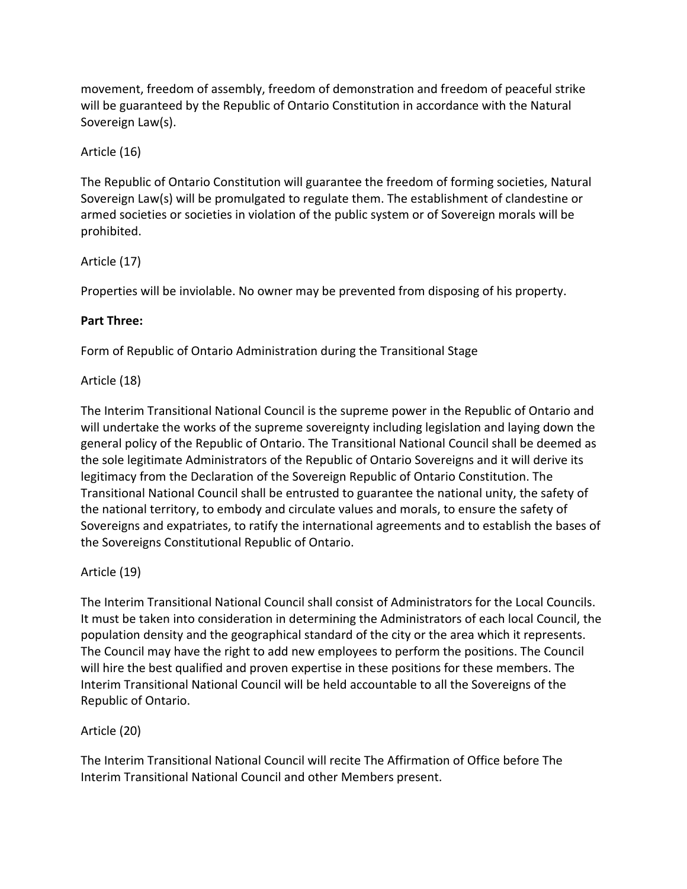movement, freedom of assembly, freedom of demonstration and freedom of peaceful strike will be guaranteed by the Republic of Ontario Constitution in accordance with the Natural Sovereign Law(s).

Article (16)

The Republic of Ontario Constitution will guarantee the freedom of forming societies, Natural Sovereign Law(s) will be promulgated to regulate them. The establishment of clandestine or armed societies or societies in violation of the public system or of Sovereign morals will be prohibited.

Article (17)

Properties will be inviolable. No owner may be prevented from disposing of his property.

**Part Three:**

Form of Republic of Ontario Administration during the Transitional Stage

Article (18)

The Interim Transitional National Council is the supreme power in the Republic of Ontario and will undertake the works of the supreme sovereignty including legislation and laying down the general policy of the Republic of Ontario. The Transitional National Council shall be deemed as the sole legitimate Administrators of the Republic of Ontario Sovereigns and it will derive its legitimacy from the Declaration of the Sovereign Republic of Ontario Constitution. The Transitional National Council shall be entrusted to guarantee the national unity, the safety of the national territory, to embody and circulate values and morals, to ensure the safety of Sovereigns and expatriates, to ratify the international agreements and to establish the bases of the Sovereigns Constitutional Republic of Ontario.

Article (19)

The Interim Transitional National Council shall consist of Administrators for the Local Councils. It must be taken into consideration in determining the Administrators of each local Council, the population density and the geographical standard of the city or the area which it represents. The Council may have the right to add new employees to perform the positions. The Council will hire the best qualified and proven expertise in these positions for these members. The Interim Transitional National Council will be held accountable to all the Sovereigns of the Republic of Ontario.

Article (20)

The Interim Transitional National Council will recite The Affirmation of Office before The Interim Transitional National Council and other Members present.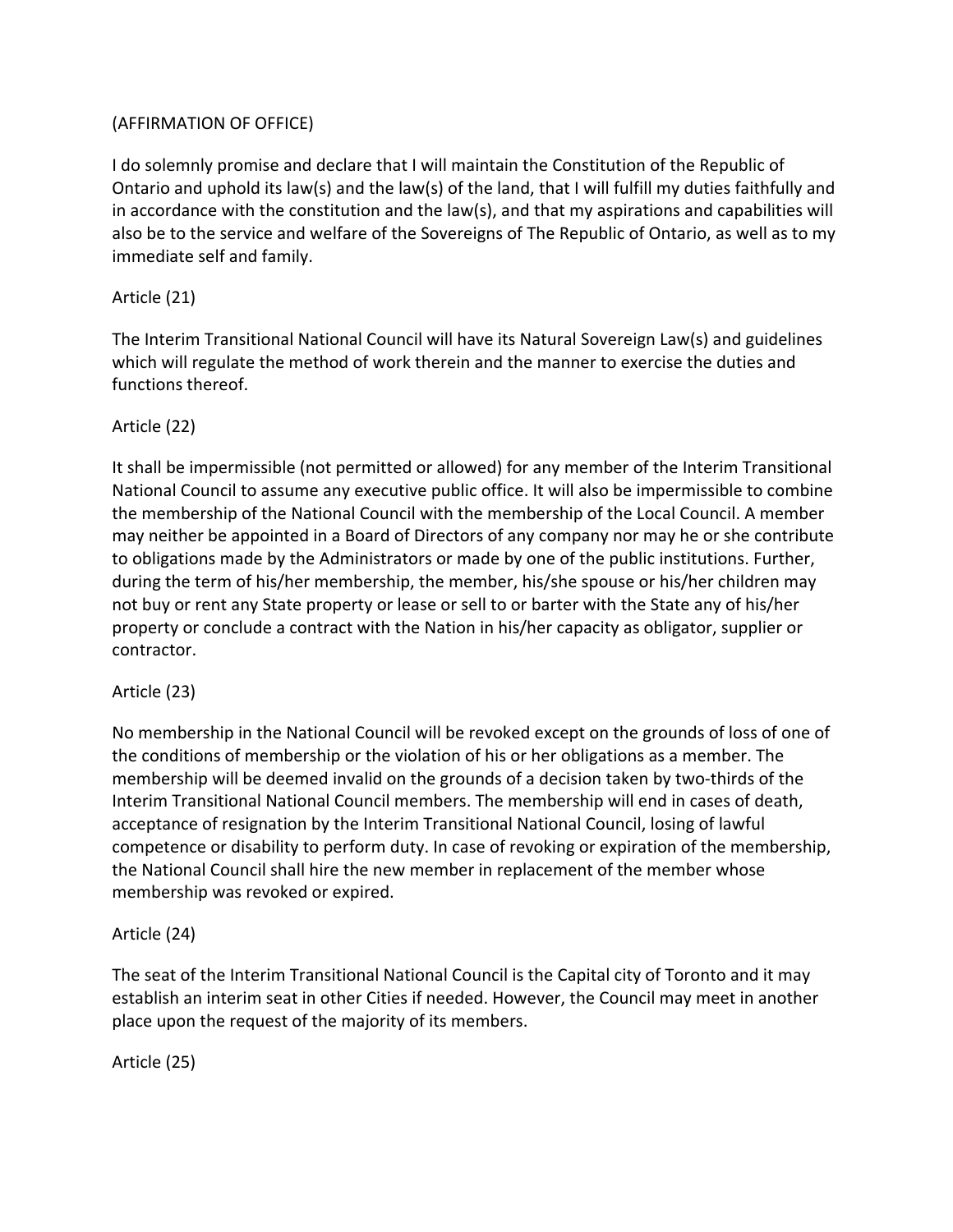(AFFIRMATION OF OFFICE)

I do solemnly promise and declare that I will maintain the Constitution of the Republic of Ontario and uphold its law(s) and the law(s) of the land, that I will fulfill my duties faithfully and in accordance with the constitution and the law(s), and that my aspirations and capabilities will also be to the service and welfare of the Sovereigns of The Republic of Ontario, as well as to my immediate self and family.

Article (21)

The Interim Transitional National Council will have its Natural Sovereign Law(s) and guidelines which will regulate the method of work therein and the manner to exercise the duties and functions thereof.

Article (22)

It shall be impermissible (not permitted or allowed) for any member of the Interim Transitional National Council to assume any executive public office. It will also be impermissible to combine the membership of the National Council with the membership of the Local Council. A member may neither be appointed in a Board of Directors of any company nor may he or she contribute to obligations made by the Administrators or made by one of the public institutions. Further, during the term of his/her membership, the member, his/she spouse or his/her children may not buy or rent any State property or lease or sell to or barter with the State any of his/her property or conclude a contract with the Nation in his/her capacity as obligator, supplier or contractor.

Article (23)

No membership in the National Council will be revoked except on the grounds of loss of one of the conditions of membership or the violation of his or her obligations as a member. The membership will be deemed invalid on the grounds of a decision taken by two-thirds of the Interim Transitional National Council members. The membership will end in cases of death, acceptance of resignation by the Interim Transitional National Council, losing of lawful competence or disability to perform duty. In case of revoking or expiration of the membership, the National Council shall hire the new member in replacement of the member whose membership was revoked or expired.

Article (24)

The seat of the Interim Transitional National Council is the Capital city of Toronto and it may establish an interim seat in other Cities if needed. However, the Council may meet in another place upon the request of the majority of its members.

Article (25)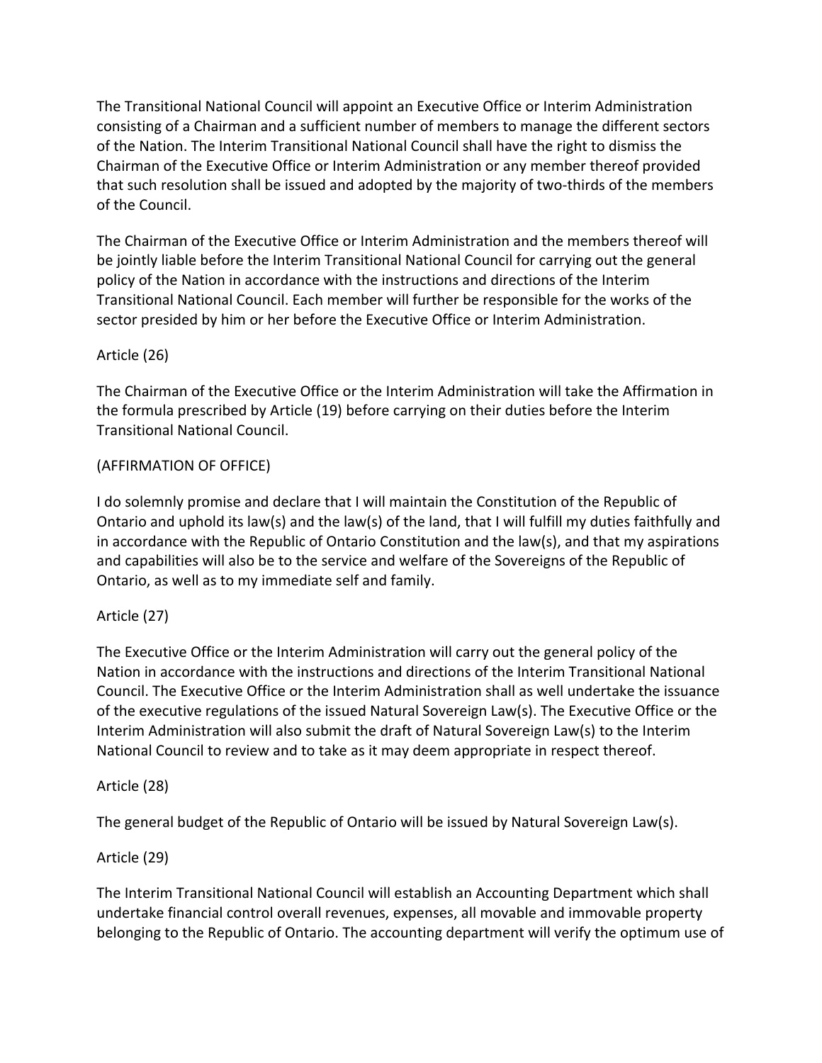The Transitional National Council will appoint an Executive Office or Interim Administration consisting of a Chairman and a sufficient number of members to manage the different sectors of the Nation. The Interim Transitional National Council shall have the right to dismiss the Chairman of the Executive Office or Interim Administration or any member thereof provided that such resolution shall be issued and adopted by the majority of two-thirds of the members of the Council.

The Chairman of the Executive Office or Interim Administration and the members thereof will be jointly liable before the Interim Transitional National Council for carrying out the general policy of the Nation in accordance with the instructions and directions of the Interim Transitional National Council. Each member will further be responsible for the works of the sector presided by him or her before the Executive Office or Interim Administration.

Article (26)

The Chairman of the Executive Office or the Interim Administration will take the Affirmation in the formula prescribed by Article (19) before carrying on their duties before the Interim Transitional National Council.

(AFFIRMATION OF OFFICE)

I do solemnly promise and declare that I will maintain the Constitution of the Republic of Ontario and uphold its law(s) and the law(s) of the land, that I will fulfill my duties faithfully and in accordance with the Republic of Ontario Constitution and the law(s), and that my aspirations and capabilities will also be to the service and welfare of the Sovereigns of the Republic of Ontario, as well as to my immediate self and family.

Article (27)

The Executive Office or the Interim Administration will carry out the general policy of the Nation in accordance with the instructions and directions of the Interim Transitional National Council. The Executive Office or the Interim Administration shall as well undertake the issuance of the executive regulations of the issued Natural Sovereign Law(s). The Executive Office or the Interim Administration will also submit the draft of Natural Sovereign Law(s) to the Interim National Council to review and to take as it may deem appropriate in respect thereof.

Article (28)

The general budget of the Republic of Ontario will be issued by Natural Sovereign Law(s).

Article (29)

The Interim Transitional National Council will establish an Accounting Department which shall undertake financial control overall revenues, expenses, all movable and immovable property belonging to the Republic of Ontario. The accounting department will verify the optimum use of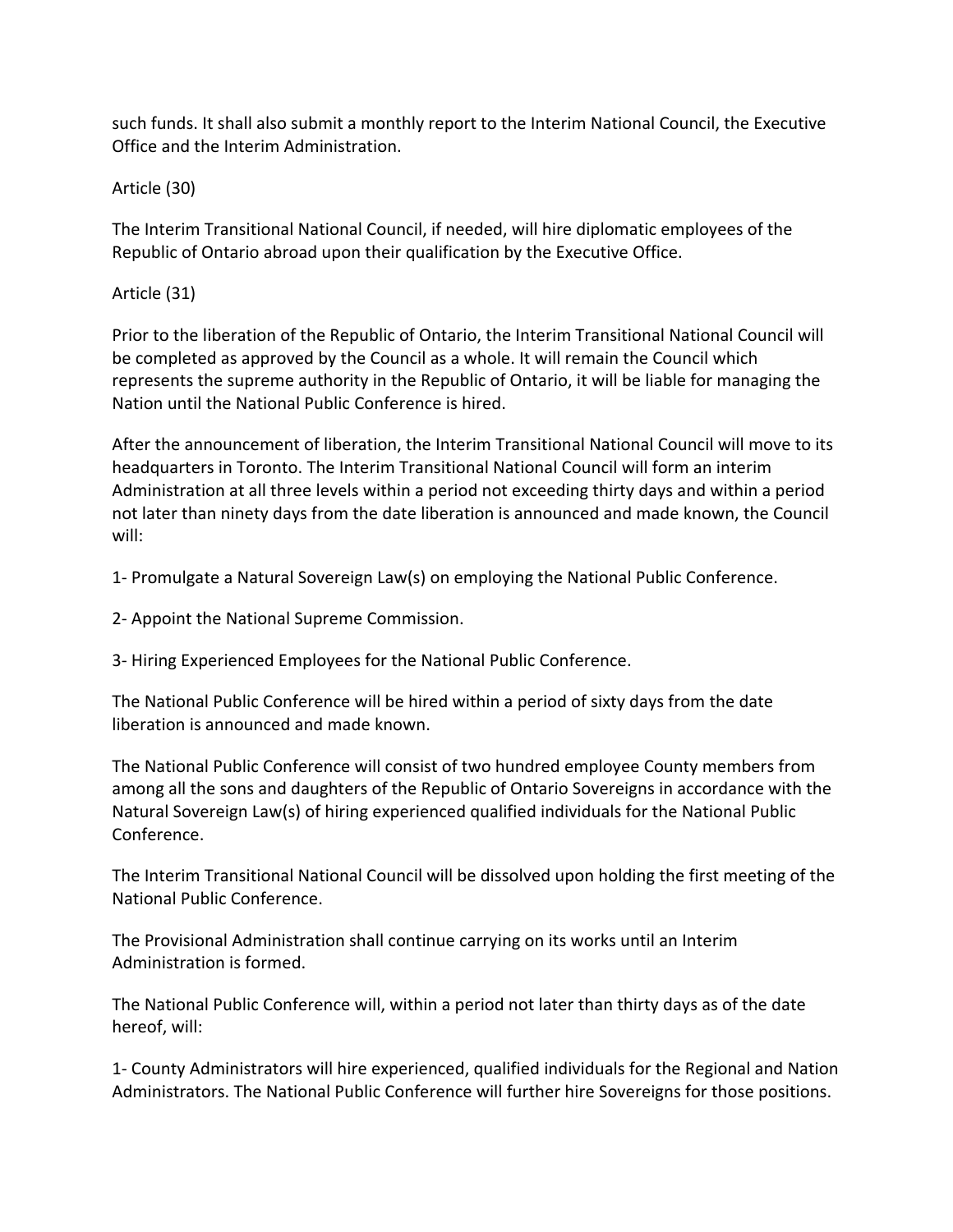such funds. It shall also submit a monthly report to the Interim National Council, the Executive Office and the Interim Administration.

Article (30)

The Interim Transitional National Council, if needed, will hire diplomatic employees of the Republic of Ontario abroad upon their qualification by the Executive Office.

Article (31)

Prior to the liberation of the Republic of Ontario, the Interim Transitional National Council will be completed as approved by the Council as a whole. It will remain the Council which represents the supreme authority in the Republic of Ontario, it will be liable for managing the Nation until the National Public Conference is hired.

After the announcement of liberation, the Interim Transitional National Council will move to its headquarters in Toronto. The Interim Transitional National Council will form an interim Administration at all three levels within a period not exceeding thirty days and within a period not later than ninety days from the date liberation is announced and made known, the Council will:

1- Promulgate a Natural Sovereign Law(s) on employing the National Public Conference.

2- Appoint the National Supreme Commission.

3- Hiring Experienced Employees for the National Public Conference.

The National Public Conference will be hired within a period of sixty days from the date liberation is announced and made known.

The National Public Conference will consist of two hundred employee County members from among all the sons and daughters of the Republic of Ontario Sovereigns in accordance with the Natural Sovereign Law(s) of hiring experienced qualified individuals for the National Public Conference.

The Interim Transitional National Council will be dissolved upon holding the first meeting of the National Public Conference.

The Provisional Administration shall continue carrying on its works until an Interim Administration is formed.

The National Public Conference will, within a period not later than thirty days as of the date hereof, will:

1- County Administrators will hire experienced, qualified individuals for the Regional and Nation Administrators. The National Public Conference will further hire Sovereigns for those positions.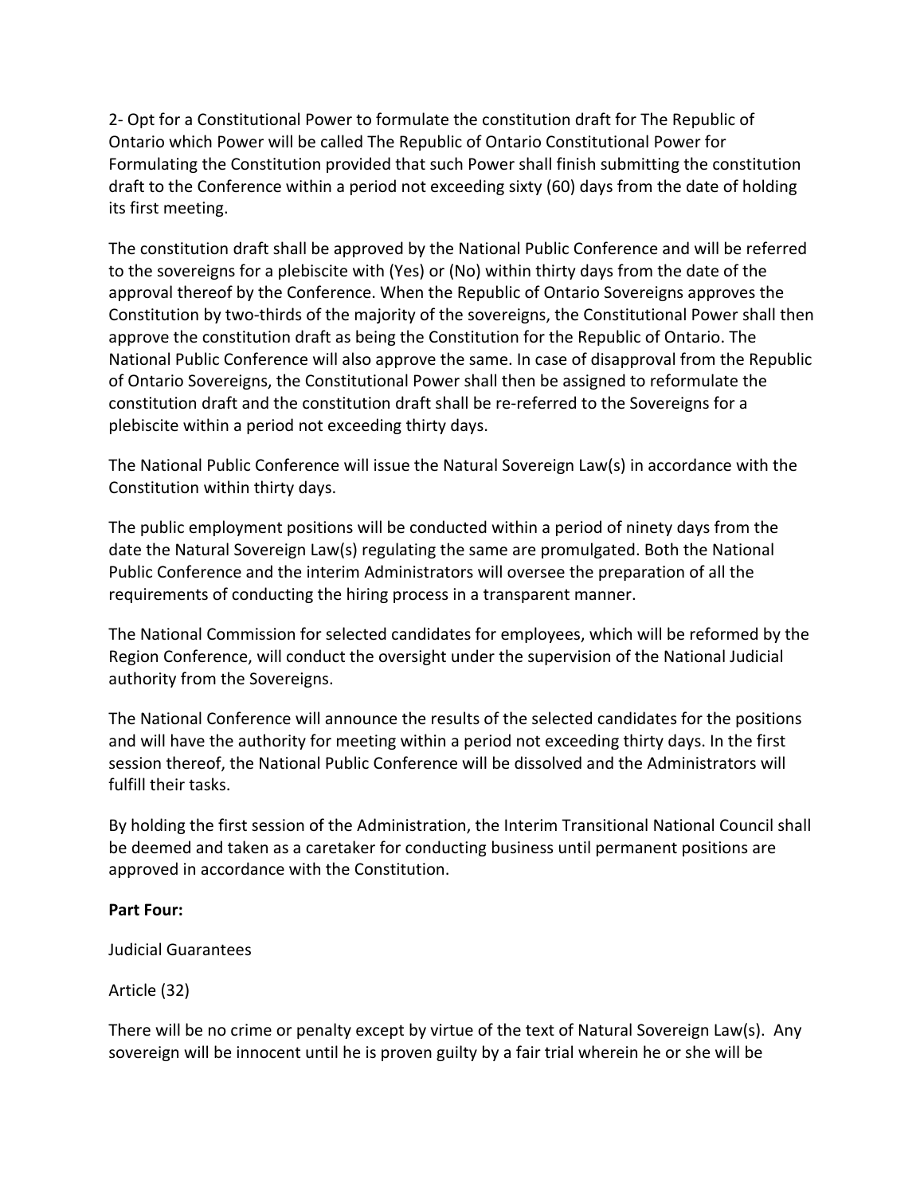2- Opt for a Constitutional Power to formulate the constitution draft for The Republic of Ontario which Power will be called The Republic of Ontario Constitutional Power for Formulating the Constitution provided that such Power shall finish submitting the constitution draft to the Conference within a period not exceeding sixty (60) days from the date of holding its first meeting.

The constitution draft shall be approved by the National Public Conference and will be referred to the sovereigns for a plebiscite with (Yes) or (No) within thirty days from the date of the approval thereof by the Conference. When the Republic of Ontario Sovereigns approves the Constitution by two-thirds of the majority of the sovereigns, the Constitutional Power shall then approve the constitution draft as being the Constitution for the Republic of Ontario. The National Public Conference will also approve the same. In case of disapproval from the Republic of Ontario Sovereigns, the Constitutional Power shall then be assigned to reformulate the constitution draft and the constitution draft shall be re-referred to the Sovereigns for a plebiscite within a period not exceeding thirty days.

The National Public Conference will issue the Natural Sovereign Law(s) in accordance with the Constitution within thirty days.

The public employment positions will be conducted within a period of ninety days from the date the Natural Sovereign Law(s) regulating the same are promulgated. Both the National Public Conference and the interim Administrators will oversee the preparation of all the requirements of conducting the hiring process in a transparent manner.

The National Commission for selected candidates for employees, which will be reformed by the Region Conference, will conduct the oversight under the supervision of the National Judicial authority from the Sovereigns.

The National Conference will announce the results of the selected candidates for the positions and will have the authority for meeting within a period not exceeding thirty days. In the first session thereof, the National Public Conference will be dissolved and the Administrators will fulfill their tasks.

By holding the first session of the Administration, the Interim Transitional National Council shall be deemed and taken as a caretaker for conducting business until permanent positions are approved in accordance with the Constitution.

**Part Four:**

Judicial Guarantees

Article (32)

There will be no crime or penalty except by virtue of the text of Natural Sovereign Law(s). Any sovereign will be innocent until he is proven guilty by a fair trial wherein he or she will be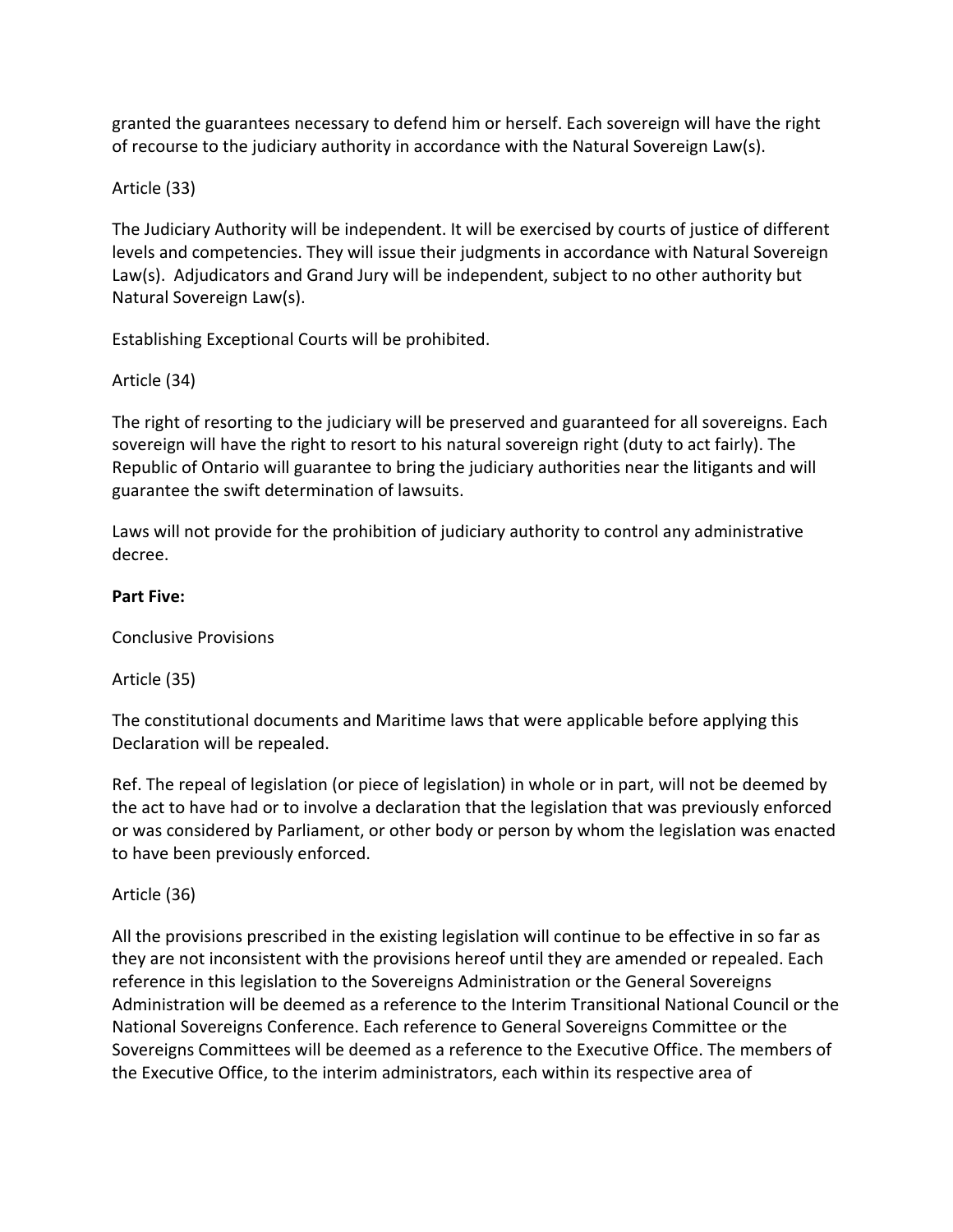granted the guarantees necessary to defend him or herself. Each sovereign will have the right of recourse to the judiciary authority in accordance with the Natural Sovereign Law(s).

Article (33)

The Judiciary Authority will be independent. It will be exercised by courts of justice of different levels and competencies. They will issue their judgments in accordance with Natural Sovereign Law(s). Adjudicators and Grand Jury will be independent, subject to no other authority but Natural Sovereign Law(s).

Establishing Exceptional Courts will be prohibited.

Article (34)

The right of resorting to the judiciary will be preserved and guaranteed for all sovereigns. Each sovereign will have the right to resort to his natural sovereign right (duty to act fairly). The Republic of Ontario will guarantee to bring the judiciary authorities near the litigants and will guarantee the swift determination of lawsuits.

Laws will not provide for the prohibition of judiciary authority to control any administrative decree.

**Part Five:**

Conclusive Provisions

Article (35)

The constitutional documents and Maritime laws that were applicable before applying this Declaration will be repealed.

Ref. The repeal of legislation (or piece of legislation) in whole or in part, will not be deemed by the act to have had or to involve a declaration that the legislation that was previously enforced or was considered by Parliament, or other body or person by whom the legislation was enacted to have been previously enforced.

Article (36)

All the provisions prescribed in the existing legislation will continue to be effective in so far as they are not inconsistent with the provisions hereof until they are amended or repealed. Each reference in this legislation to the Sovereigns Administration or the General Sovereigns Administration will be deemed as a reference to the Interim Transitional National Council or the National Sovereigns Conference. Each reference to General Sovereigns Committee or the Sovereigns Committees will be deemed as a reference to the Executive Office. The members of the Executive Office, to the interim administrators, each within its respective area of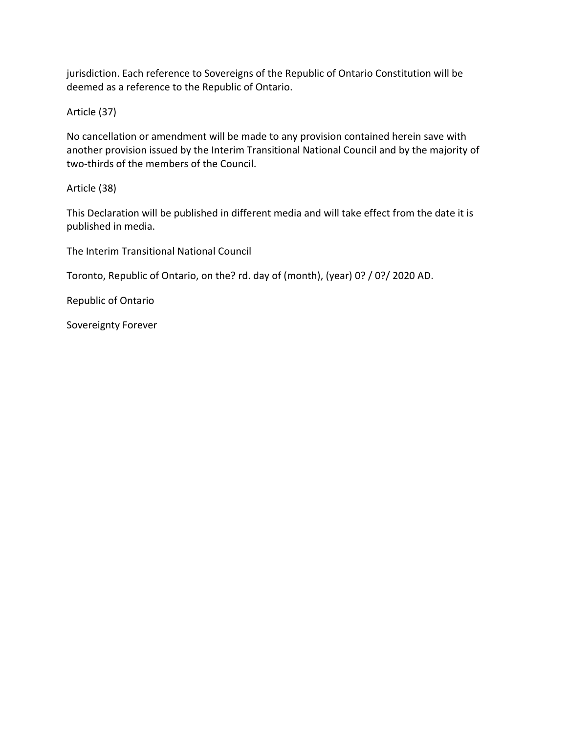jurisdiction. Each reference to Sovereigns of the Republic of Ontario Constitution will be deemed as a reference to the Republic of Ontario.

Article (37)

No cancellation or amendment will be made to any provision contained herein save with another provision issued by the Interim Transitional National Council and by the majority of two-thirds of the members of the Council.

Article (38)

This Declaration will be published in different media and will take effect from the date it is published in media.

The Interim Transitional National Council

Toronto, Republic of Ontario, on the? rd. day of (month), (year) 0? / 0?/ 2020 AD.

Republic of Ontario

Sovereignty Forever